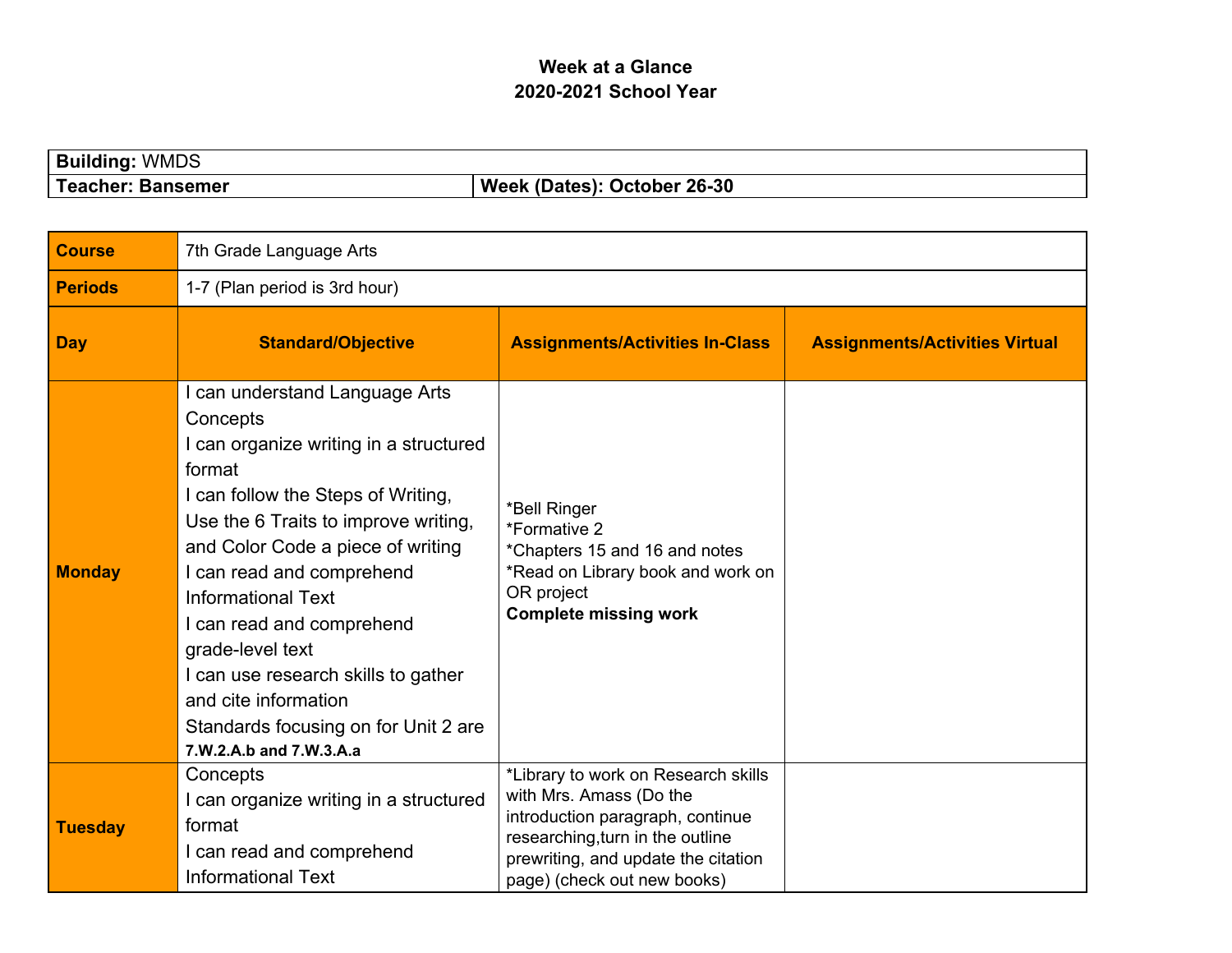**Week at a Glance**
**2020-2021 School Year**

| **Building:** WMDS | |
|---|---|
| **Teacher: Bansemer** | **Week (Dates): October 26-30** |

| **Course** | 7th Grade Language Arts | | |
|---|---|---|---|
| **Periods** | 1-7 (Plan period is 3rd hour) | | |
| **Day** | **Standard/Objective** | **Assignments/Activities In-Class** | **Assignments/Activities Virtual** |
| **Monday** | I can understand Language Arts Concepts<br>I can organize writing in a structured format<br>I can follow the Steps of Writing, Use the 6 Traits to improve writing, and Color Code a piece of writing<br>I can read and comprehend Informational Text<br>I can read and comprehend grade-level text<br>I can use research skills to gather and cite information<br>Standards focusing on for Unit 2 are **7.W.2.A.b and 7.W.3.A.a** | *Bell Ringer<br>*Formative 2<br>*Chapters 15 and 16 and notes<br>*Read on Library book and work on OR project<br>**Complete missing work** | |
| **Tuesday** | Concepts<br>I can organize writing in a structured format<br>I can read and comprehend Informational Text | *Library to work on Research skills with Mrs. Amass (Do the introduction paragraph, continue researching,turn in the outline prewriting, and update the citation page) (check out new books) | |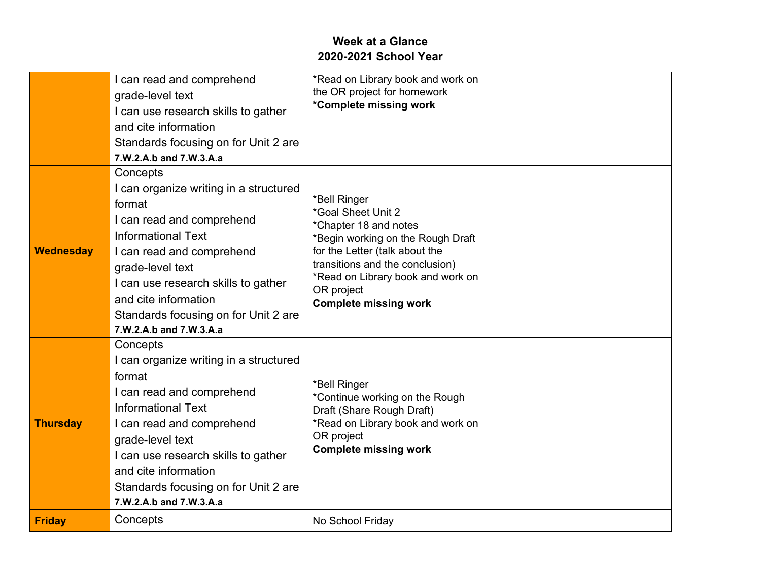# Week at a Glance
# 2020-2021 School Year

| | | | |
|---|---|---|---|
| | I can read and comprehend grade-level text<br>I can use research skills to gather and cite information<br>Standards focusing on for Unit 2 are **7.W.2.A.b and 7.W.3.A.a** | *Read on Library book and work on the OR project for homework<br>**\*Complete missing work** | |
| **Wednesday** | Concepts<br>I can organize writing in a structured format<br>I can read and comprehend Informational Text<br>I can read and comprehend grade-level text<br>I can use research skills to gather and cite information<br>Standards focusing on for Unit 2 are **7.W.2.A.b and 7.W.3.A.a** | *Bell Ringer<br>*Goal Sheet Unit 2<br>*Chapter 18 and notes<br>*Begin working on the Rough Draft for the Letter (talk about the transitions and the conclusion)<br>*Read on Library book and work on OR project<br>**Complete missing work** | |
| **Thursday** | Concepts<br>I can organize writing in a structured format<br>I can read and comprehend Informational Text<br>I can read and comprehend grade-level text<br>I can use research skills to gather and cite information<br>Standards focusing on for Unit 2 are **7.W.2.A.b and 7.W.3.A.a** | *Bell Ringer<br>*Continue working on the Rough Draft (Share Rough Draft)<br>*Read on Library book and work on OR project<br>**Complete missing work** | |
| **Friday** | Concepts | No School Friday | |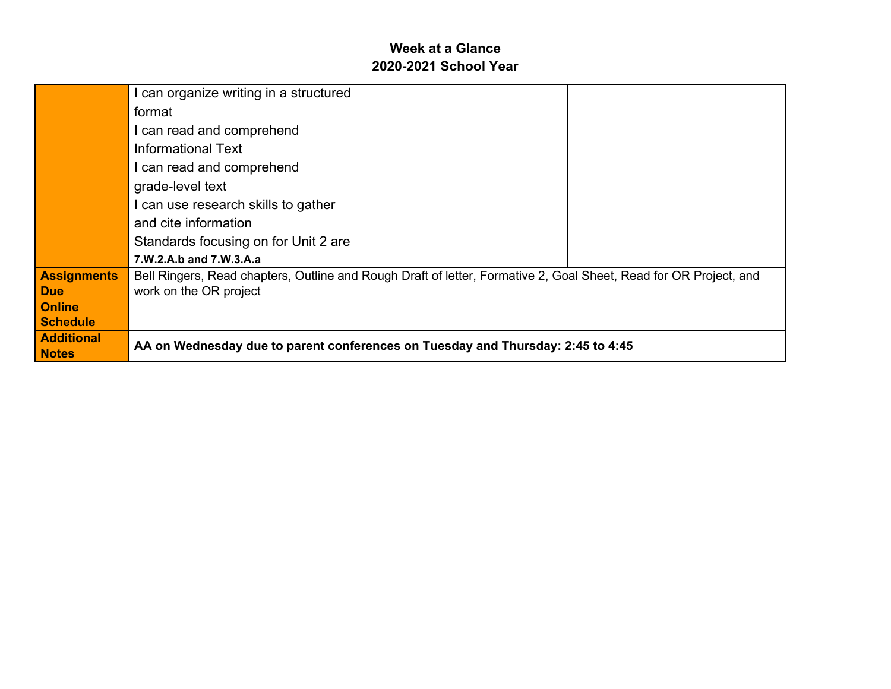**Week at a Glance**
**2020-2021 School Year**

| | | | |
|---|---|---|---|
| | I can organize writing in a structured format<br>I can read and comprehend Informational Text<br>I can read and comprehend grade-level text<br>I can use research skills to gather and cite information<br>Standards focusing on for Unit 2 are **7.W.2.A.b and 7.W.3.A.a** | | |
| **Assignments Due** | Bell Ringers, Read chapters, Outline and Rough Draft of letter, Formative 2, Goal Sheet, Read for OR Project, and work on the OR project | | |
| **Online Schedule** | | | |
| **Additional Notes** | **AA on Wednesday due to parent conferences on Tuesday and Thursday: 2:45 to 4:45** | | |